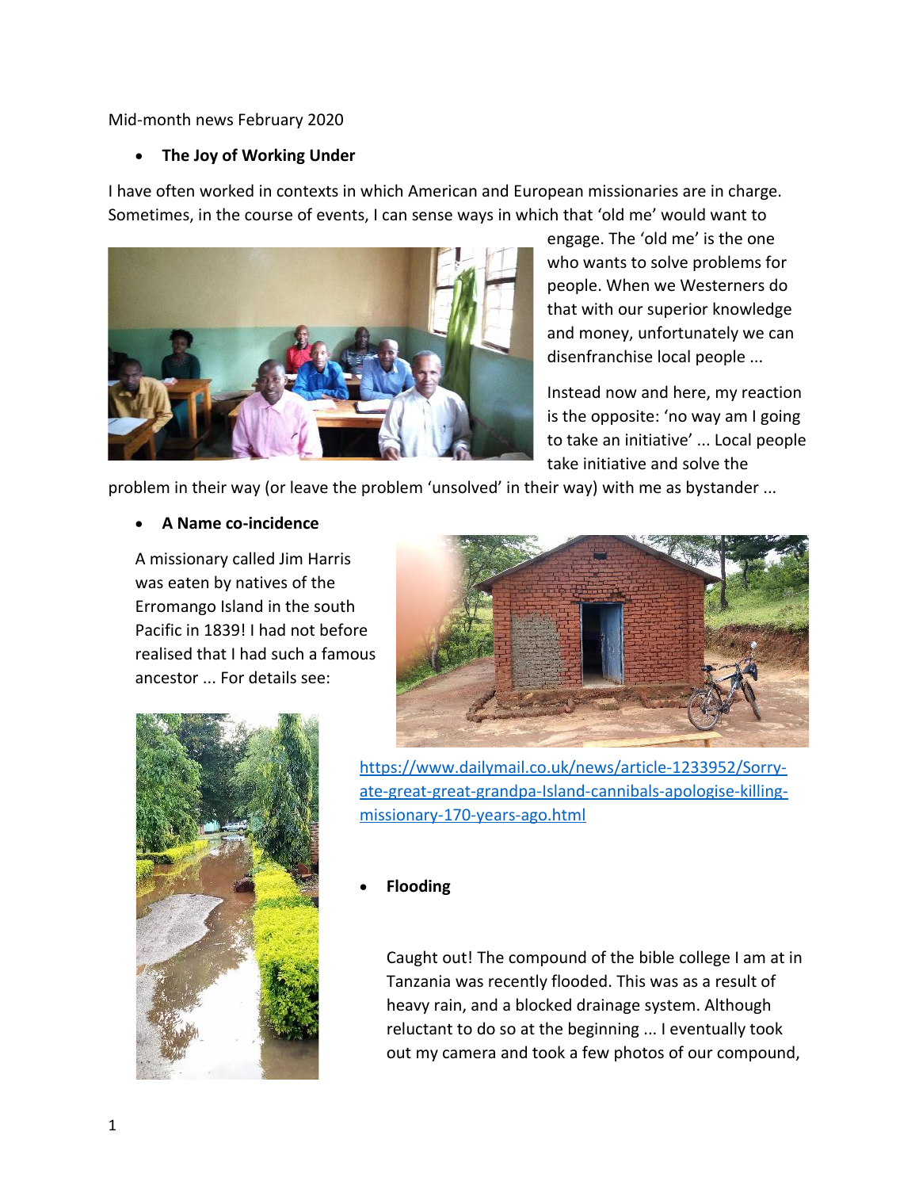Mid-month news February 2020

- **The Joy of Working Under**

I have often worked in contexts in which American and European missionaries are in charge. Sometimes, in the course of events, I can sense ways in which that 'old me' would want to engage. The 'old me' is the one who wants to solve problems for people. When we Westerners do that with our superior knowledge and money, unfortunately we can disenfranchise local people ...

Instead now and here, my reaction is the opposite: 'no way am I going to take an initiative' ... Local people take initiative and solve the problem in their way (or leave the problem 'unsolved' in their way) with me as bystander ...

- **A Name co-incidence**

A missionary called Jim Harris was eaten by natives of the Erromango Island in the south Pacific in 1839! I had not before realised that I had such a famous ancestor ... For details see:

[https://www.dailymail.co.uk/news/article-1233952/Sorry-ate-great-great-grandpa-Island-cannibals-apologise-killing-missionary-170-years-ago.html](https://www.dailymail.co.uk/news/article-1233952/Sorry-ate-great-great-grandpa-Island-cannibals-apologise-killing-missionary-170-years-ago.html)

- **Flooding**

Caught out! The compound of the bible college I am at in Tanzania was recently flooded. This was as a result of heavy rain, and a blocked drainage system. Although reluctant to do so at the beginning ... I eventually took out my camera and took a few photos of our compound,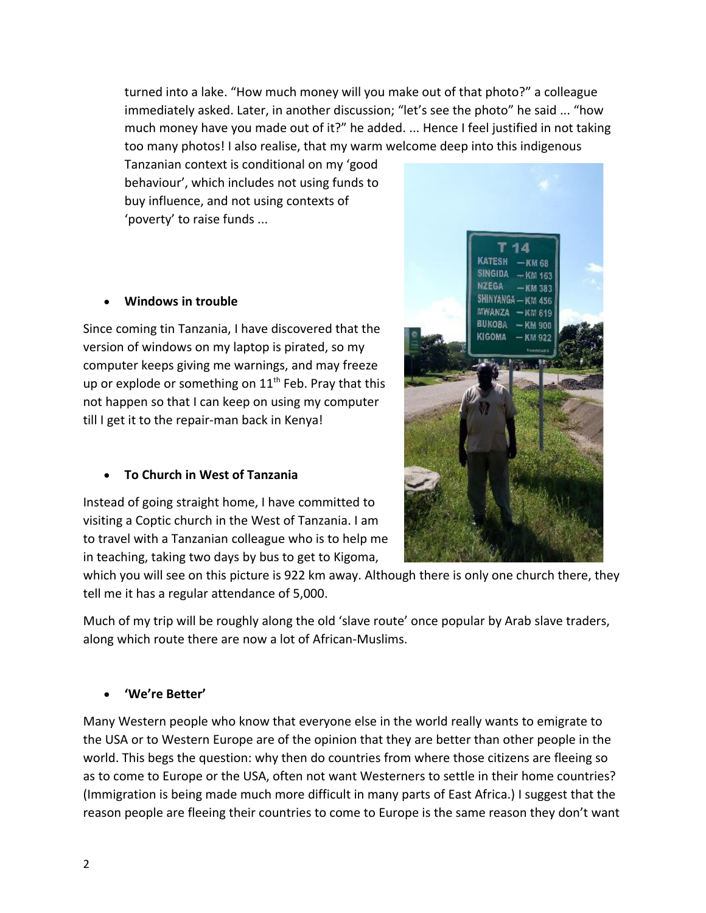turned into a lake. "How much money will you make out of that photo?" a colleague immediately asked. Later, in another discussion; "let's see the photo" he said ... "how much money have you made out of it?" he added. ... Hence I feel justified in not taking too many photos! I also realise, that my warm welcome deep into this indigenous Tanzanian context is conditional on my 'good behaviour', which includes not using funds to buy influence, and not using contexts of 'poverty' to raise funds ...

- **Windows in trouble**

Since coming tin Tanzania, I have discovered that the version of windows on my laptop is pirated, so my computer keeps giving me warnings, and may freeze up or explode or something on 11th Feb. Pray that this not happen so that I can keep on using my computer till I get it to the repair-man back in Kenya!

- **To Church in West of Tanzania**

Instead of going straight home, I have committed to visiting a Coptic church in the West of Tanzania. I am to travel with a Tanzanian colleague who is to help me in teaching, taking two days by bus to get to Kigoma, which you will see on this picture is 922 km away. Although there is only one church there, they tell me it has a regular attendance of 5,000.

Much of my trip will be roughly along the old 'slave route' once popular by Arab slave traders, along which route there are now a lot of African-Muslims.

- **'We're Better'**

Many Western people who know that everyone else in the world really wants to emigrate to the USA or to Western Europe are of the opinion that they are better than other people in the world. This begs the question: why then do countries from where those citizens are fleeing so as to come to Europe or the USA, often not want Westerners to settle in their home countries? (Immigration is being made much more difficult in many parts of East Africa.) I suggest that the reason people are fleeing their countries to come to Europe is the same reason they don't want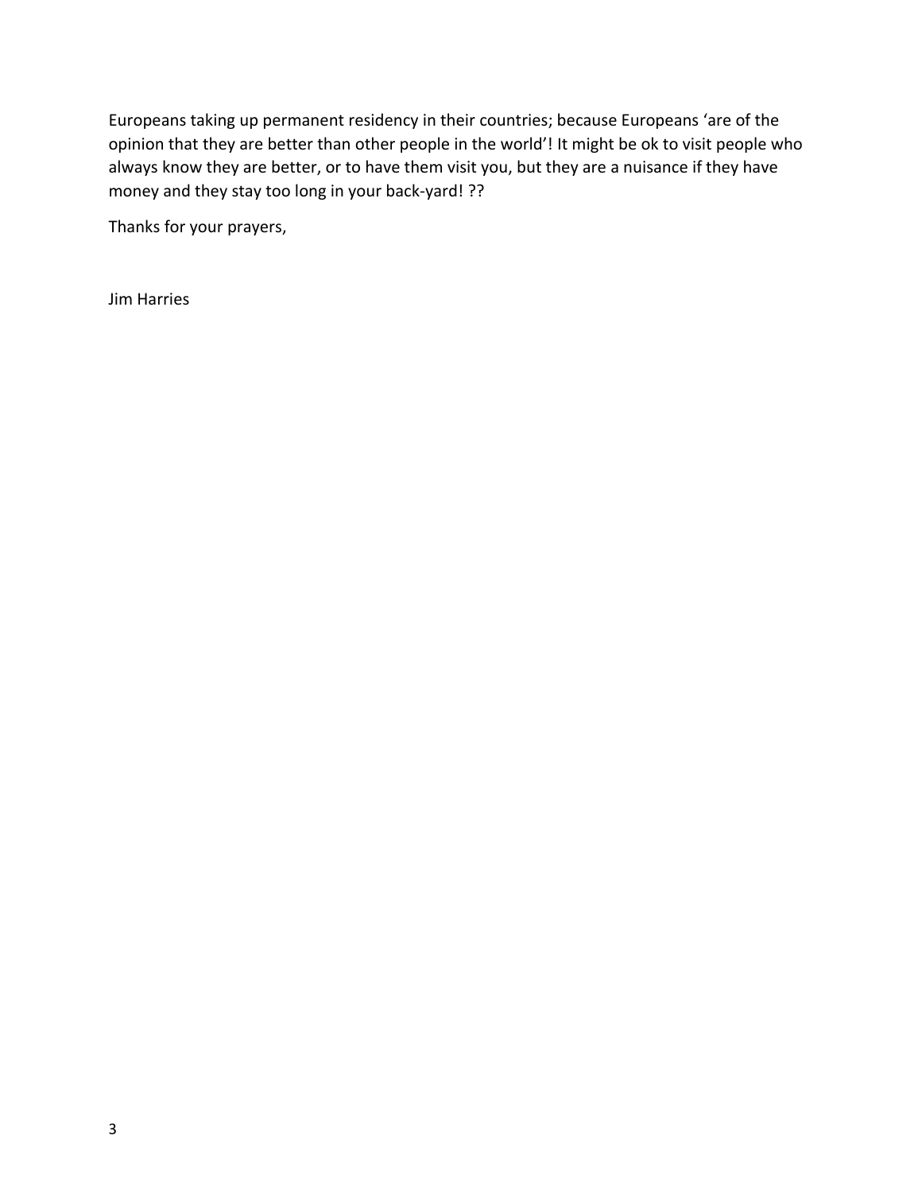Europeans taking up permanent residency in their countries; because Europeans 'are of the opinion that they are better than other people in the world'! It might be ok to visit people who always know they are better, or to have them visit you, but they are a nuisance if they have money and they stay too long in your back-yard! ??

Thanks for your prayers,

Jim Harries